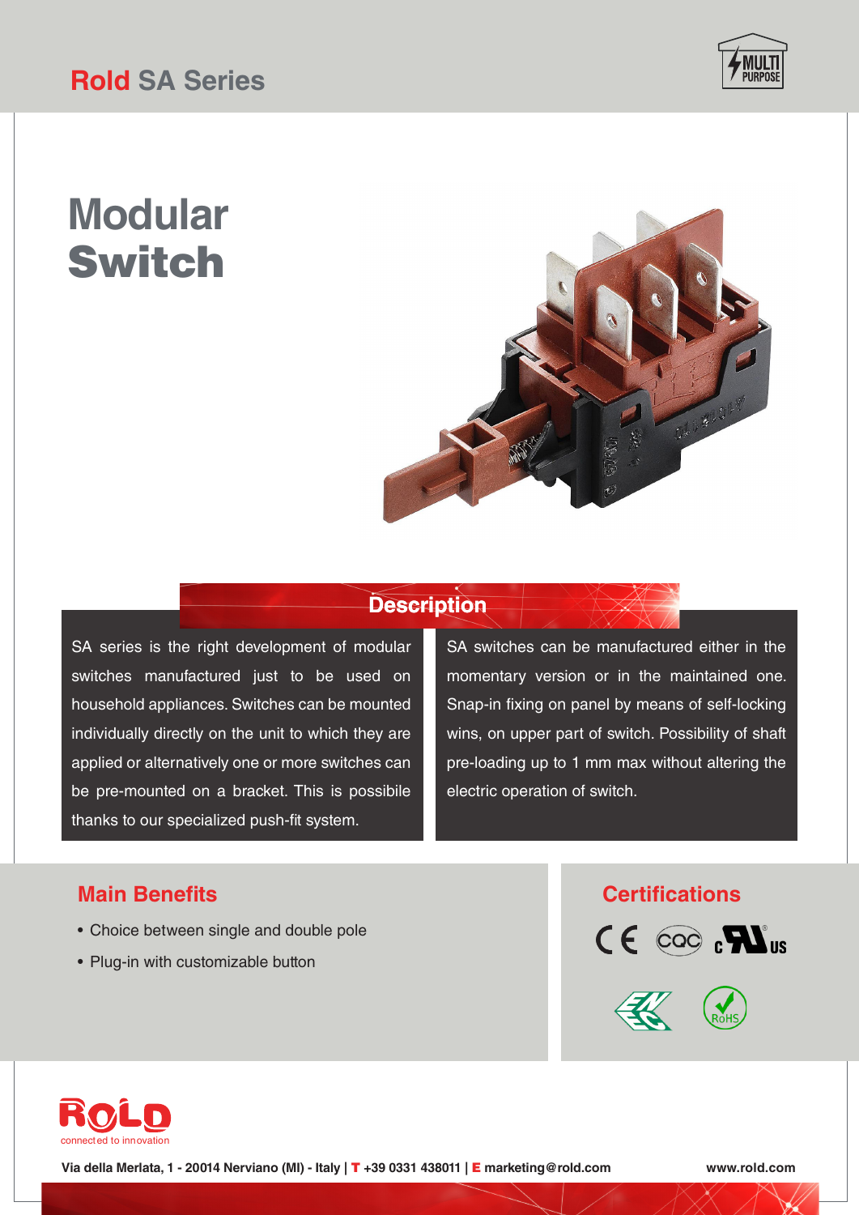# Rold SA Series

# Modular Switch

## Description

SA series is the right development of modular switches manufactured just to be used on household appliances. Switches can be mounted individually directly on the unit to which they are applied or alternatively one or more switches can be pre-mounted on a bracket. This is possibile thanks to our specialized push-fit system.

SA switches can be manufactured either in the momentary version or in the maintained one. Snap-in fixing on panel by means of self-locking wins, on upper part of switch. Possibility of shaft pre-loading up to 1 mm max without altering the electric operation of switch.

## Main Benefits

- Choice between single and double pole
- Plug-in with customizable button

## Certifications

CE, CQC, cULus, ENEC, RoHS

ROLD connected to innovation

**Via della Merlata, 1 - 20014 Nerviano (MI) - Italy | T +39 0331 438011 | E marketing@rold.com** **www.rold.com**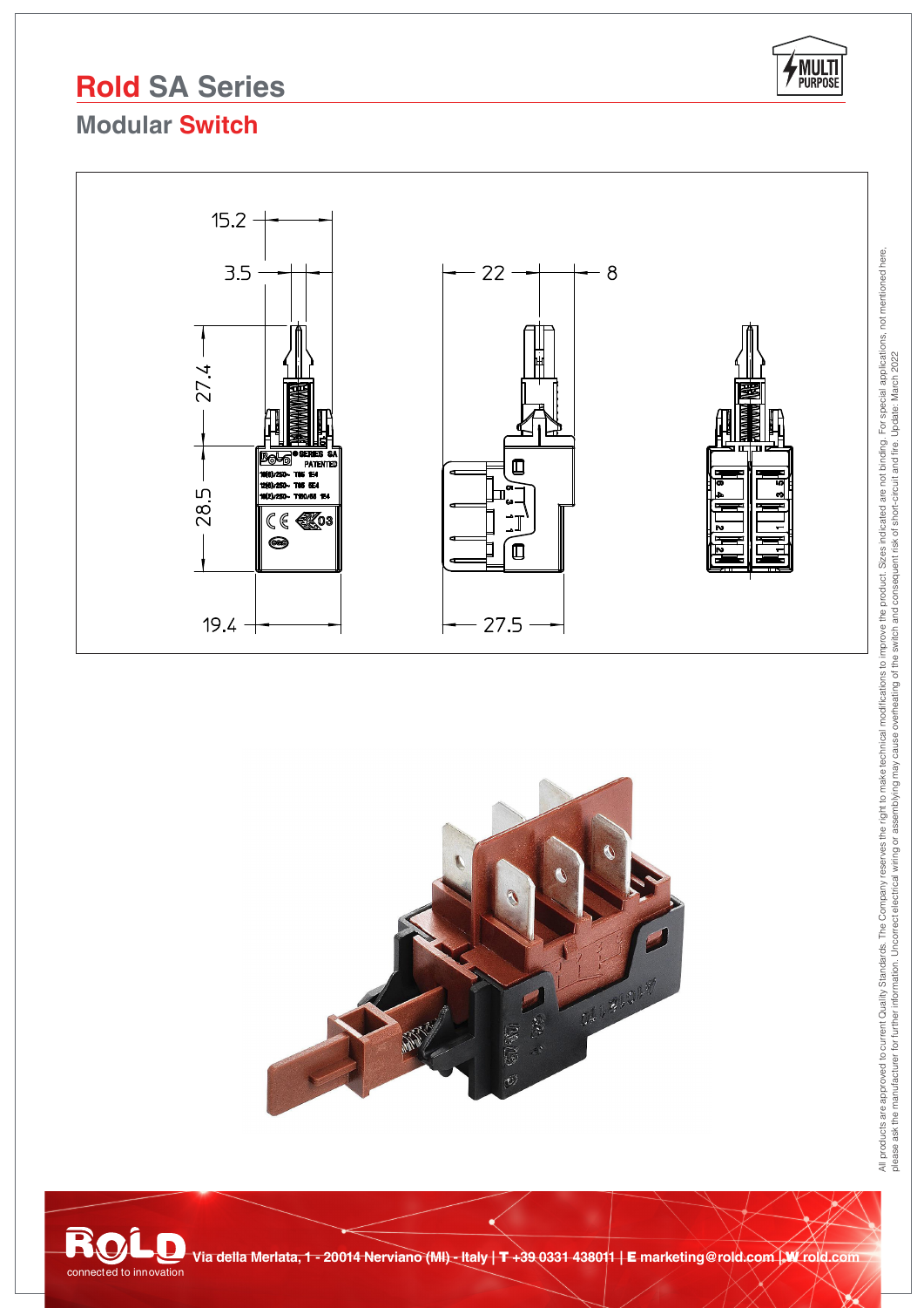# Rold SA Series

## Modular Switch

15.2

3.5

27.4

28.5

19.4

22

8

27.5

All products are approved to current Quality Standards. The Company reserves the right to make technical modifications to improve the product. Sizes indicated are not binding. For special applications, not mentioned here, please ask the manufacturer for further information. Uncorrect electrical wiring or assemblying may cause overheating of the switch and consequent risk of short-circuit and fire. Update: March 2022

connected to innovation

Via della Merlata, 1 - 20014 Nerviano (MI) - Italy | T +39 0331 438011 | E marketing@rold.com | W rold.com